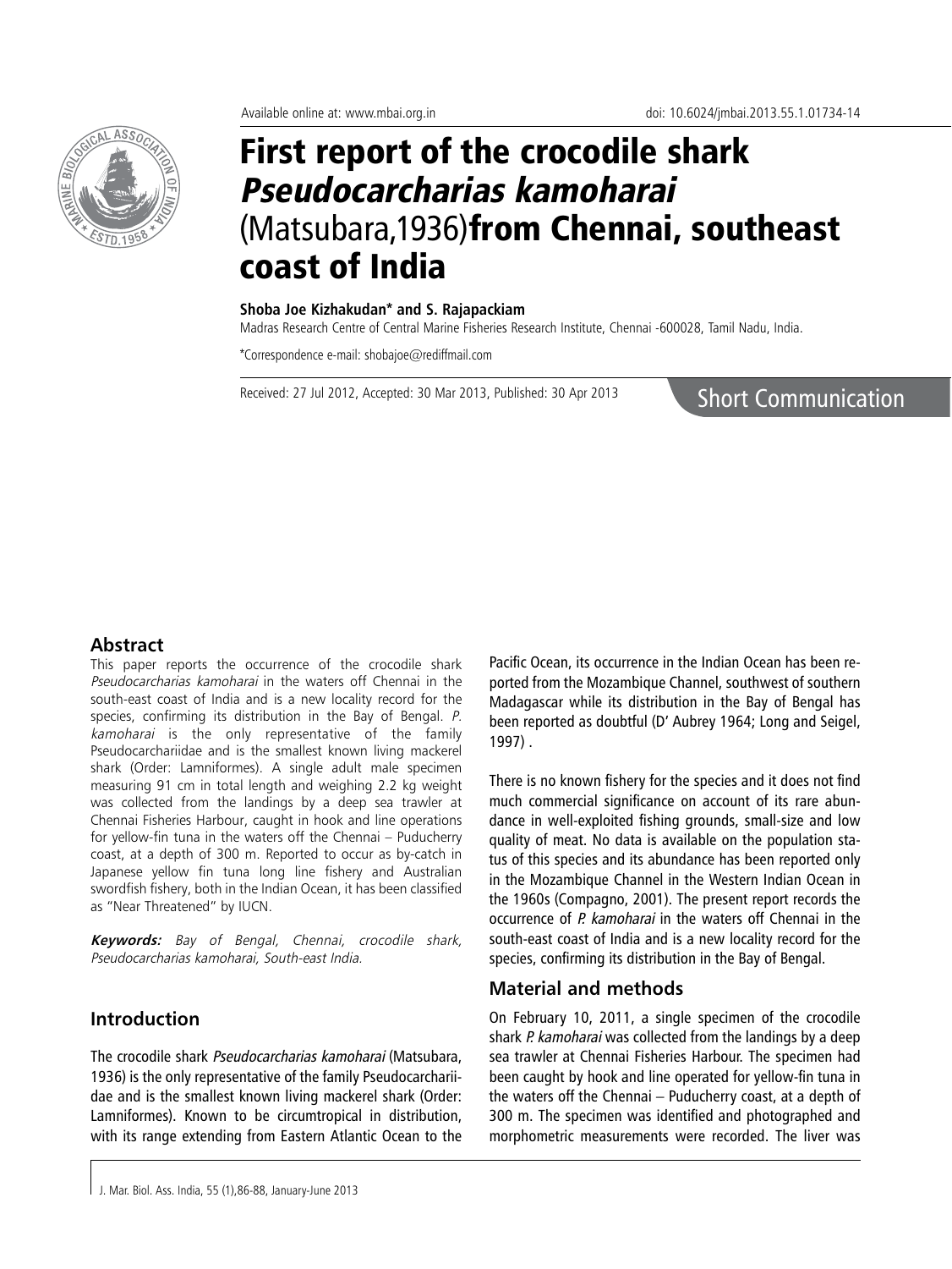# First report of the crocodile shark *Pseudocarcharias kamoharai* (Matsubara,1936) from Chennai, southeast coast of India

**Shoba Joe Kizhakudan\* and S. Rajapackiam**

Madras Research Centre of Central Marine Fisheries Research Institute, Chennai -600028, Tamil Nadu, India.

\*Correspondence e-mail: shobajoe@rediffmail.com

Received: 27 Jul 2012, Accepted: 30 Mar 2013, Published: 30 Apr 2013

Short Communication

## Abstract

This paper reports the occurrence of the crocodile shark *Pseudocarcharias kamoharai* in the waters off Chennai in the south-east coast of India and is a new locality record for the species, confirming its distribution in the Bay of Bengal. *P. kamoharai* is the only representative of the family Pseudocarchariidae and is the smallest known living mackerel shark (Order: Lamniformes). A single adult male specimen measuring 91 cm in total length and weighing 2.2 kg weight was collected from the landings by a deep sea trawler at Chennai Fisheries Harbour, caught in hook and line operations for yellow-fin tuna in the waters off the Chennai – Puducherry coast, at a depth of 300 m. Reported to occur as by-catch in Japanese yellow fin tuna long line fishery and Australian swordfish fishery, both in the Indian Ocean, it has been classified as "Near Threatened" by IUCN.

***Keywords:*** *Bay of Bengal, Chennai, crocodile shark, Pseudocarcharias kamoharai, South-east India.*

## Introduction

The crocodile shark *Pseudocarcharias kamoharai* (Matsubara, 1936) is the only representative of the family Pseudocarchariidae and is the smallest known living mackerel shark (Order: Lamniformes). Known to be circumtropical in distribution, with its range extending from Eastern Atlantic Ocean to the Pacific Ocean, its occurrence in the Indian Ocean has been reported from the Mozambique Channel, southwest of southern Madagascar while its distribution in the Bay of Bengal has been reported as doubtful (D' Aubrey 1964; Long and Seigel, 1997) .

There is no known fishery for the species and it does not find much commercial significance on account of its rare abundance in well-exploited fishing grounds, small-size and low quality of meat. No data is available on the population status of this species and its abundance has been reported only in the Mozambique Channel in the Western Indian Ocean in the 1960s (Compagno, 2001). The present report records the occurrence of *P. kamoharai* in the waters off Chennai in the south-east coast of India and is a new locality record for the species, confirming its distribution in the Bay of Bengal.

## Material and methods

On February 10, 2011, a single specimen of the crocodile shark *P. kamoharai* was collected from the landings by a deep sea trawler at Chennai Fisheries Harbour. The specimen had been caught by hook and line operated for yellow-fin tuna in the waters off the Chennai – Puducherry coast, at a depth of 300 m. The specimen was identified and photographed and morphometric measurements were recorded. The liver was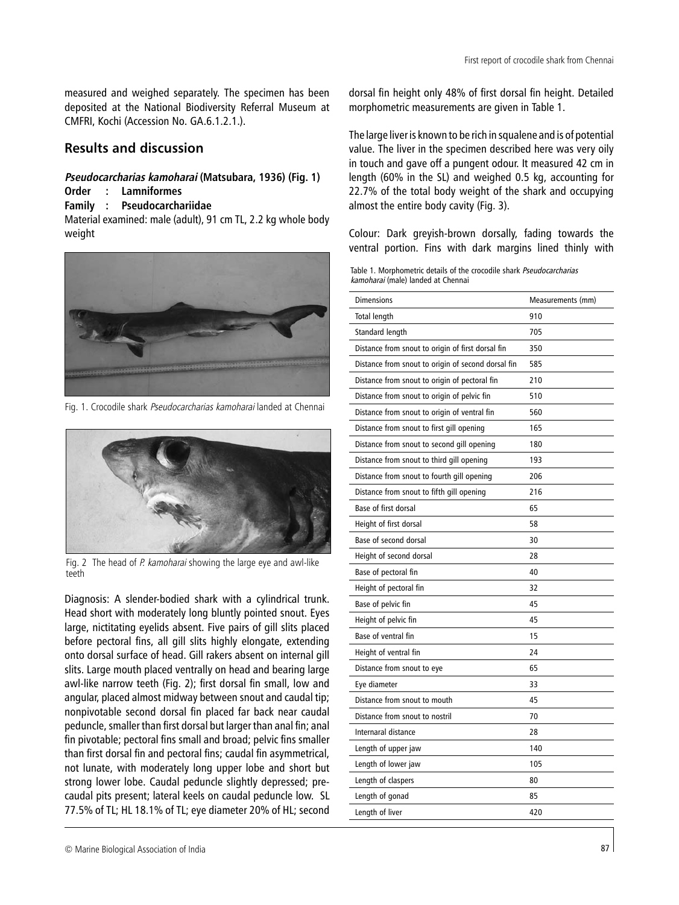measured and weighed separately. The specimen has been deposited at the National Biodiversity Referral Museum at CMFRI, Kochi (Accession No. GA.6.1.2.1.).

## Results and discussion

***Pseudocarcharias kamoharai* (Matsubara, 1936) (Fig. 1)**

**Order : Lamniformes**

**Family : Pseudocarchariidae**

Material examined: male (adult), 91 cm TL, 2.2 kg whole body weight

Fig. 1. Crocodile shark *Pseudocarcharias kamoharai* landed at Chennai

Fig. 2 The head of *P. kamoharai* showing the large eye and awl-like teeth

Diagnosis: A slender-bodied shark with a cylindrical trunk. Head short with moderately long bluntly pointed snout. Eyes large, nictitating eyelids absent. Five pairs of gill slits placed before pectoral fins, all gill slits highly elongate, extending onto dorsal surface of head. Gill rakers absent on internal gill slits. Large mouth placed ventrally on head and bearing large awl-like narrow teeth (Fig. 2); first dorsal fin small, low and angular, placed almost midway between snout and caudal tip; nonpivotable second dorsal fin placed far back near caudal peduncle, smaller than first dorsal but larger than anal fin; anal fin pivotable; pectoral fins small and broad; pelvic fins smaller than first dorsal fin and pectoral fins; caudal fin asymmetrical, not lunate, with moderately long upper lobe and short but strong lower lobe. Caudal peduncle slightly depressed; pre-caudal pits present; lateral keels on caudal peduncle low. SL 77.5% of TL; HL 18.1% of TL; eye diameter 20% of HL; second dorsal fin height only 48% of first dorsal fin height. Detailed morphometric measurements are given in Table 1.

The large liver is known to be rich in squalene and is of potential value. The liver in the specimen described here was very oily in touch and gave off a pungent odour. It measured 42 cm in length (60% in the SL) and weighed 0.5 kg, accounting for 22.7% of the total body weight of the shark and occupying almost the entire body cavity (Fig. 3).

Colour: Dark greyish-brown dorsally, fading towards the ventral portion. Fins with dark margins lined thinly with

Table 1. Morphometric details of the crocodile shark *Pseudocarcharias kamoharai* (male) landed at Chennai

| Dimensions | Measurements (mm) |
|---|---|
| Total length | 910 |
| Standard length | 705 |
| Distance from snout to origin of first dorsal fin | 350 |
| Distance from snout to origin of second dorsal fin | 585 |
| Distance from snout to origin of pectoral fin | 210 |
| Distance from snout to origin of pelvic fin | 510 |
| Distance from snout to origin of ventral fin | 560 |
| Distance from snout to first gill opening | 165 |
| Distance from snout to second gill opening | 180 |
| Distance from snout to third gill opening | 193 |
| Distance from snout to fourth gill opening | 206 |
| Distance from snout to fifth gill opening | 216 |
| Base of first dorsal | 65 |
| Height of first dorsal | 58 |
| Base of second dorsal | 30 |
| Height of second dorsal | 28 |
| Base of pectoral fin | 40 |
| Height of pectoral fin | 32 |
| Base of pelvic fin | 45 |
| Height of pelvic fin | 45 |
| Base of ventral fin | 15 |
| Height of ventral fin | 24 |
| Distance from snout to eye | 65 |
| Eye diameter | 33 |
| Distance from snout to mouth | 45 |
| Distance from snout to nostril | 70 |
| Internaral distance | 28 |
| Length of upper jaw | 140 |
| Length of lower jaw | 105 |
| Length of claspers | 80 |
| Length of gonad | 85 |
| Length of liver | 420 |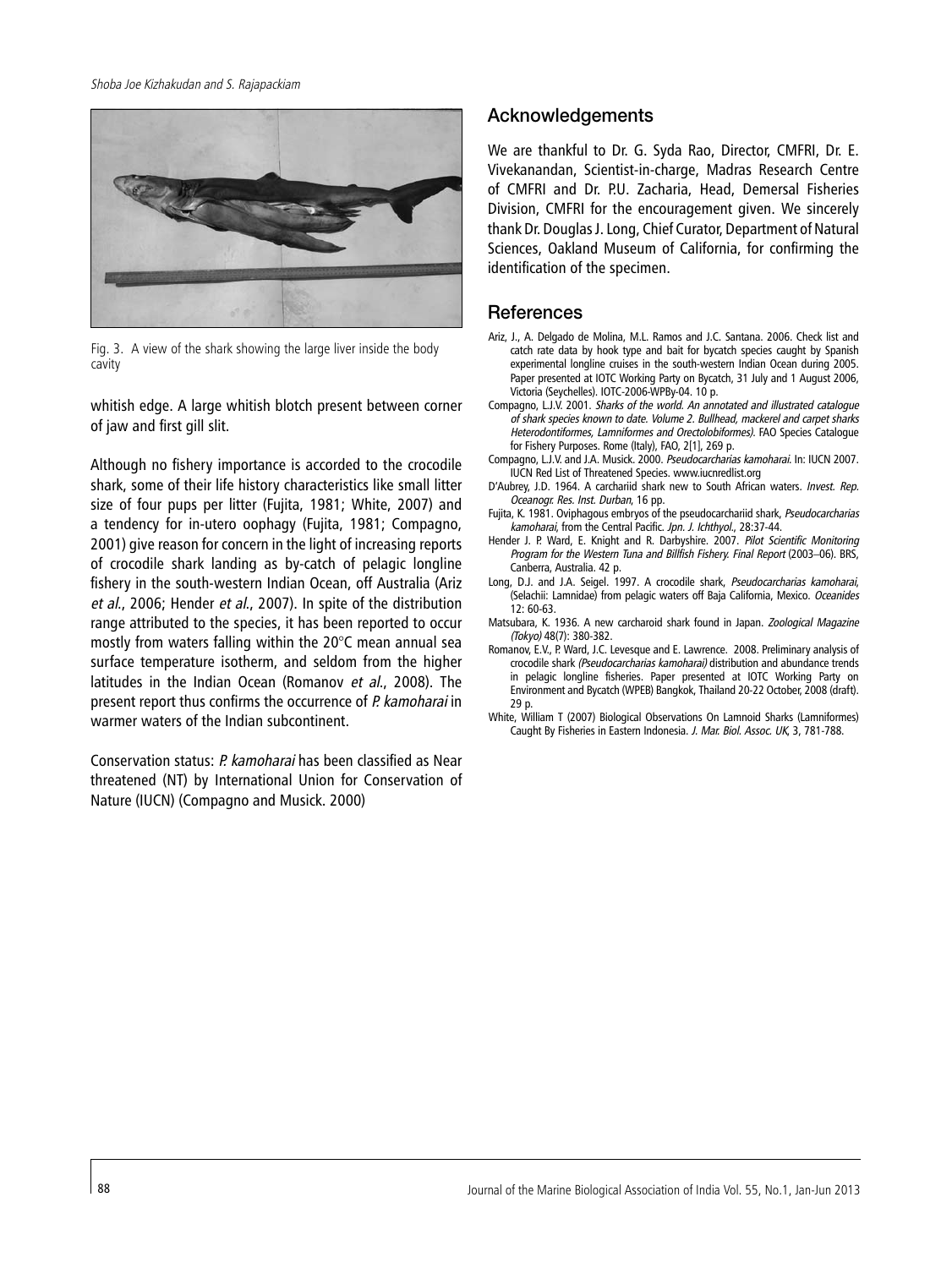Fig. 3. A view of the shark showing the large liver inside the body cavity

whitish edge. A large whitish blotch present between corner of jaw and first gill slit.

Although no fishery importance is accorded to the crocodile shark, some of their life history characteristics like small litter size of four pups per litter (Fujita, 1981; White, 2007) and a tendency for in-utero oophagy (Fujita, 1981; Compagno, 2001) give reason for concern in the light of increasing reports of crocodile shark landing as by-catch of pelagic longline fishery in the south-western Indian Ocean, off Australia (Ariz *et al.*, 2006; Hender *et al.*, 2007). In spite of the distribution range attributed to the species, it has been reported to occur mostly from waters falling within the 20°C mean annual sea surface temperature isotherm, and seldom from the higher latitudes in the Indian Ocean (Romanov *et al.*, 2008). The present report thus confirms the occurrence of *P. kamoharai* in warmer waters of the Indian subcontinent.

Conservation status: *P. kamoharai* has been classified as Near threatened (NT) by International Union for Conservation of Nature (IUCN) (Compagno and Musick. 2000)

## Acknowledgements

We are thankful to Dr. G. Syda Rao, Director, CMFRI, Dr. E. Vivekanandan, Scientist-in-charge, Madras Research Centre of CMFRI and Dr. P.U. Zacharia, Head, Demersal Fisheries Division, CMFRI for the encouragement given. We sincerely thank Dr. Douglas J. Long, Chief Curator, Department of Natural Sciences, Oakland Museum of California, for confirming the identification of the specimen.

## References

Ariz, J., A. Delgado de Molina, M.L. Ramos and J.C. Santana. 2006. Check list and catch rate data by hook type and bait for bycatch species caught by Spanish experimental longline cruises in the south-western Indian Ocean during 2005. Paper presented at IOTC Working Party on Bycatch, 31 July and 1 August 2006, Victoria (Seychelles). IOTC-2006-WPBy-04. 10 p.

Compagno, L.J.V. 2001. *Sharks of the world. An annotated and illustrated catalogue of shark species known to date. Volume 2. Bullhead, mackerel and carpet sharks Heterodontiformes, Lamniformes and Orectolobiformes).* FAO Species Catalogue for Fishery Purposes. Rome (Italy), FAO, 2[1], 269 p.

Compagno, L.J.V. and J.A. Musick. 2000. *Pseudocarcharias kamoharai.* In: IUCN 2007. IUCN Red List of Threatened Species. www.iucnredlist.org

D'Aubrey, J.D. 1964. A carchariid shark new to South African waters. *Invest. Rep. Oceanogr. Res. Inst. Durban*, 16 pp.

Fujita, K. 1981. Oviphagous embryos of the pseudocarchariid shark, *Pseudocarcharias kamoharai*, from the Central Pacific. *Jpn. J. Ichthyol.*, 28:37-44.

Hender J. P. Ward, E. Knight and R. Darbyshire. 2007. *Pilot Scientific Monitoring Program for the Western Tuna and Billfish Fishery. Final Report* (2003–06). BRS, Canberra, Australia. 42 p.

Long, D.J. and J.A. Seigel. 1997. A crocodile shark, *Pseudocarcharias kamoharai*, (Selachii: Lamnidae) from pelagic waters off Baja California, Mexico. *Oceanides* 12: 60-63.

Matsubara, K. 1936. A new carcharoid shark found in Japan. *Zoological Magazine (Tokyo)* 48(7): 380-382.

Romanov, E.V., P. Ward, J.C. Levesque and E. Lawrence. 2008. Preliminary analysis of crocodile shark *(Pseudocarcharias kamoharai)* distribution and abundance trends in pelagic longline fisheries. Paper presented at IOTC Working Party on Environment and Bycatch (WPEB) Bangkok, Thailand 20-22 October, 2008 (draft). 29 p.

White, William T (2007) Biological Observations On Lamnoid Sharks (Lamniformes) Caught By Fisheries in Eastern Indonesia. *J. Mar. Biol. Assoc. UK*, 3, 781-788.